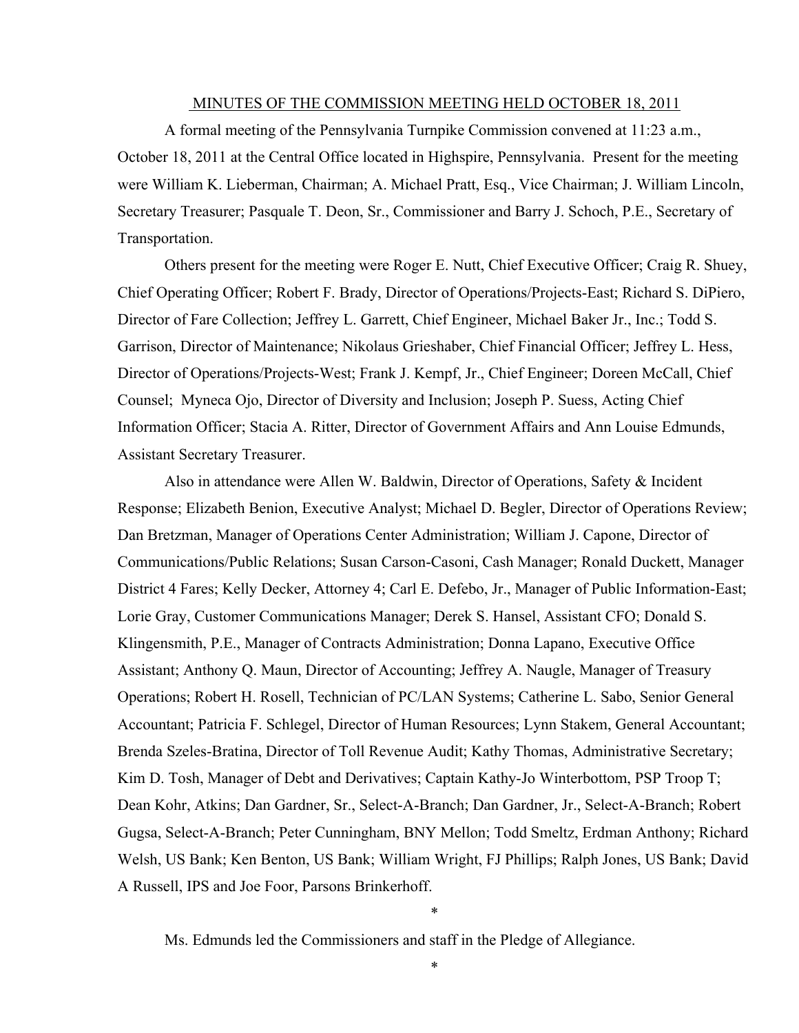# MINUTES OF THE COMMISSION MEETING HELD OCTOBER 18, 2011

A formal meeting of the Pennsylvania Turnpike Commission convened at 11:23 a.m., October 18, 2011 at the Central Office located in Highspire, Pennsylvania. Present for the meeting were William K. Lieberman, Chairman; A. Michael Pratt, Esq., Vice Chairman; J. William Lincoln, Secretary Treasurer; Pasquale T. Deon, Sr., Commissioner and Barry J. Schoch, P.E., Secretary of Transportation.

Others present for the meeting were Roger E. Nutt, Chief Executive Officer; Craig R. Shuey, Chief Operating Officer; Robert F. Brady, Director of Operations/Projects-East; Richard S. DiPiero, Director of Fare Collection; Jeffrey L. Garrett, Chief Engineer, Michael Baker Jr., Inc.; Todd S. Garrison, Director of Maintenance; Nikolaus Grieshaber, Chief Financial Officer; Jeffrey L. Hess, Director of Operations/Projects-West; Frank J. Kempf, Jr., Chief Engineer; Doreen McCall, Chief Counsel; Myneca Ojo, Director of Diversity and Inclusion; Joseph P. Suess, Acting Chief Information Officer; Stacia A. Ritter, Director of Government Affairs and Ann Louise Edmunds, Assistant Secretary Treasurer.

Also in attendance were Allen W. Baldwin, Director of Operations, Safety & Incident Response; Elizabeth Benion, Executive Analyst; Michael D. Begler, Director of Operations Review; Dan Bretzman, Manager of Operations Center Administration; William J. Capone, Director of Communications/Public Relations; Susan Carson-Casoni, Cash Manager; Ronald Duckett, Manager District 4 Fares; Kelly Decker, Attorney 4; Carl E. Defebo, Jr., Manager of Public Information-East; Lorie Gray, Customer Communications Manager; Derek S. Hansel, Assistant CFO; Donald S. Klingensmith, P.E., Manager of Contracts Administration; Donna Lapano, Executive Office Assistant; Anthony Q. Maun, Director of Accounting; Jeffrey A. Naugle, Manager of Treasury Operations; Robert H. Rosell, Technician of PC/LAN Systems; Catherine L. Sabo, Senior General Accountant; Patricia F. Schlegel, Director of Human Resources; Lynn Stakem, General Accountant; Brenda Szeles-Bratina, Director of Toll Revenue Audit; Kathy Thomas, Administrative Secretary; Kim D. Tosh, Manager of Debt and Derivatives; Captain Kathy-Jo Winterbottom, PSP Troop T; Dean Kohr, Atkins; Dan Gardner, Sr., Select-A-Branch; Dan Gardner, Jr., Select-A-Branch; Robert Gugsa, Select-A-Branch; Peter Cunningham, BNY Mellon; Todd Smeltz, Erdman Anthony; Richard Welsh, US Bank; Ken Benton, US Bank; William Wright, FJ Phillips; Ralph Jones, US Bank; David A Russell, IPS and Joe Foor, Parsons Brinkerhoff.

*

Ms. Edmunds led the Commissioners and staff in the Pledge of Allegiance.

*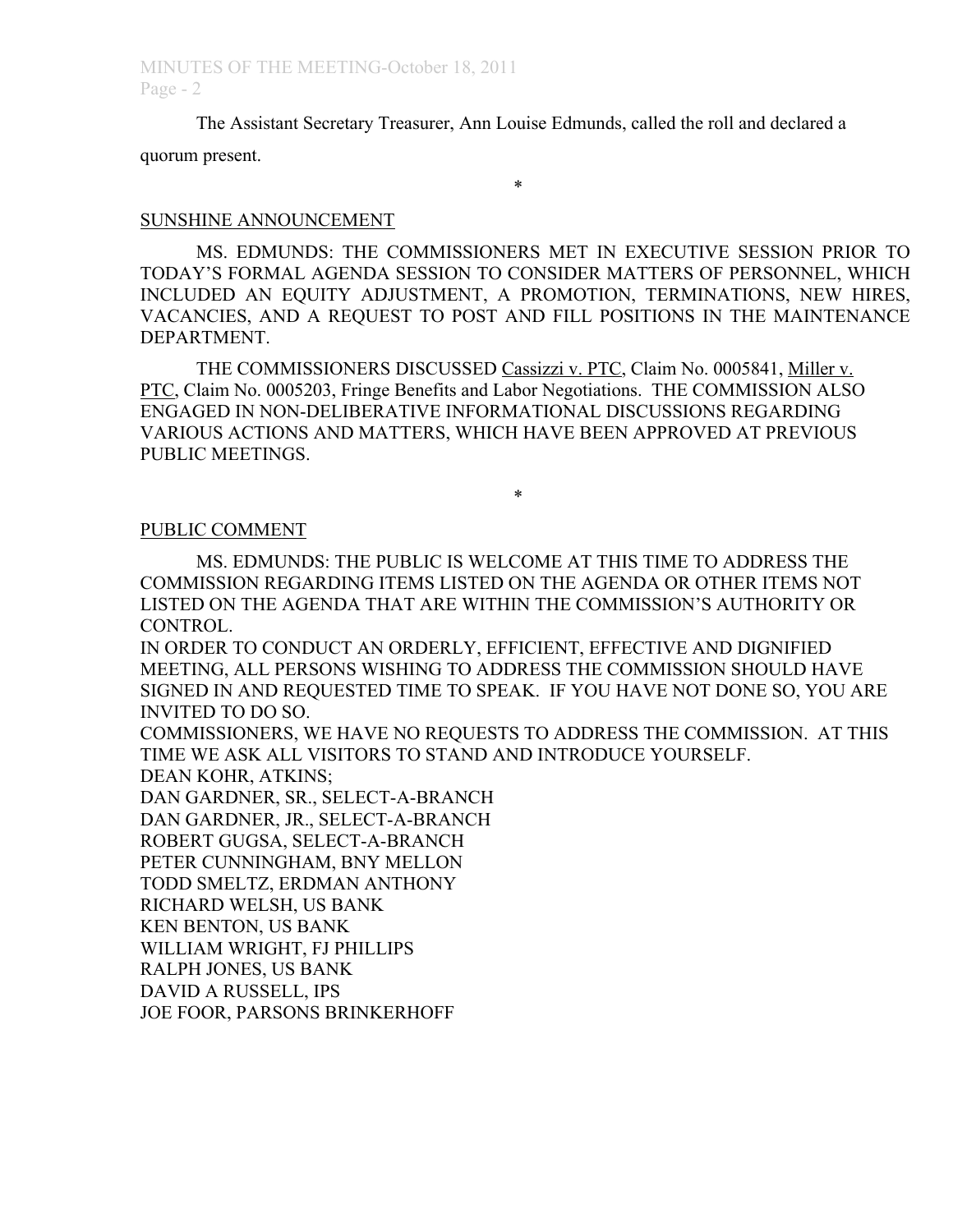The Assistant Secretary Treasurer, Ann Louise Edmunds, called the roll and declared a quorum present.

*

SUNSHINE ANNOUNCEMENT

MS. EDMUNDS: THE COMMISSIONERS MET IN EXECUTIVE SESSION PRIOR TO TODAY'S FORMAL AGENDA SESSION TO CONSIDER MATTERS OF PERSONNEL, WHICH INCLUDED AN EQUITY ADJUSTMENT, A PROMOTION, TERMINATIONS, NEW HIRES, VACANCIES, AND A REQUEST TO POST AND FILL POSITIONS IN THE MAINTENANCE DEPARTMENT.

THE COMMISSIONERS DISCUSSED Cassizzi v. PTC, Claim No. 0005841, Miller v. PTC, Claim No. 0005203, Fringe Benefits and Labor Negotiations. THE COMMISSION ALSO ENGAGED IN NON-DELIBERATIVE INFORMATIONAL DISCUSSIONS REGARDING VARIOUS ACTIONS AND MATTERS, WHICH HAVE BEEN APPROVED AT PREVIOUS PUBLIC MEETINGS.

*

PUBLIC COMMENT

MS. EDMUNDS: THE PUBLIC IS WELCOME AT THIS TIME TO ADDRESS THE COMMISSION REGARDING ITEMS LISTED ON THE AGENDA OR OTHER ITEMS NOT LISTED ON THE AGENDA THAT ARE WITHIN THE COMMISSION'S AUTHORITY OR CONTROL.

IN ORDER TO CONDUCT AN ORDERLY, EFFICIENT, EFFECTIVE AND DIGNIFIED MEETING, ALL PERSONS WISHING TO ADDRESS THE COMMISSION SHOULD HAVE SIGNED IN AND REQUESTED TIME TO SPEAK. IF YOU HAVE NOT DONE SO, YOU ARE INVITED TO DO SO.

COMMISSIONERS, WE HAVE NO REQUESTS TO ADDRESS THE COMMISSION. AT THIS TIME WE ASK ALL VISITORS TO STAND AND INTRODUCE YOURSELF.

DEAN KOHR, ATKINS;
DAN GARDNER, SR., SELECT-A-BRANCH
DAN GARDNER, JR., SELECT-A-BRANCH
ROBERT GUGSA, SELECT-A-BRANCH
PETER CUNNINGHAM, BNY MELLON
TODD SMELTZ, ERDMAN ANTHONY
RICHARD WELSH, US BANK
KEN BENTON, US BANK
WILLIAM WRIGHT, FJ PHILLIPS
RALPH JONES, US BANK
DAVID A RUSSELL, IPS
JOE FOOR, PARSONS BRINKERHOFF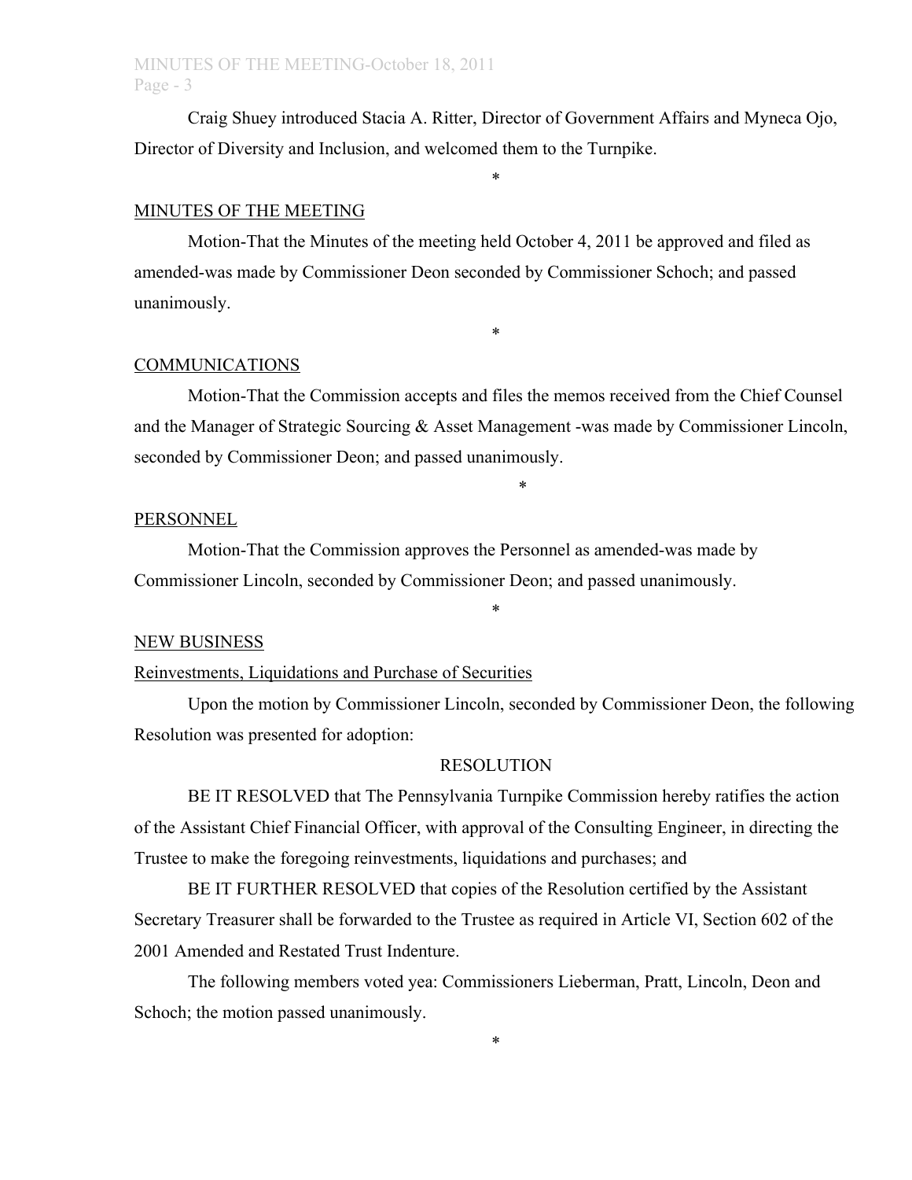Craig Shuey introduced Stacia A. Ritter, Director of Government Affairs and Myneca Ojo, Director of Diversity and Inclusion, and welcomed them to the Turnpike.

*

MINUTES OF THE MEETING

Motion-That the Minutes of the meeting held October 4, 2011 be approved and filed as amended-was made by Commissioner Deon seconded by Commissioner Schoch; and passed unanimously.

*

COMMUNICATIONS

Motion-That the Commission accepts and files the memos received from the Chief Counsel and the Manager of Strategic Sourcing & Asset Management -was made by Commissioner Lincoln, seconded by Commissioner Deon; and passed unanimously.

*

PERSONNEL

Motion-That the Commission approves the Personnel as amended-was made by Commissioner Lincoln, seconded by Commissioner Deon; and passed unanimously.

*

NEW BUSINESS

Reinvestments, Liquidations and Purchase of Securities

Upon the motion by Commissioner Lincoln, seconded by Commissioner Deon, the following Resolution was presented for adoption:

RESOLUTION

BE IT RESOLVED that The Pennsylvania Turnpike Commission hereby ratifies the action of the Assistant Chief Financial Officer, with approval of the Consulting Engineer, in directing the Trustee to make the foregoing reinvestments, liquidations and purchases; and

BE IT FURTHER RESOLVED that copies of the Resolution certified by the Assistant Secretary Treasurer shall be forwarded to the Trustee as required in Article VI, Section 602 of the 2001 Amended and Restated Trust Indenture.

The following members voted yea: Commissioners Lieberman, Pratt, Lincoln, Deon and Schoch; the motion passed unanimously.

*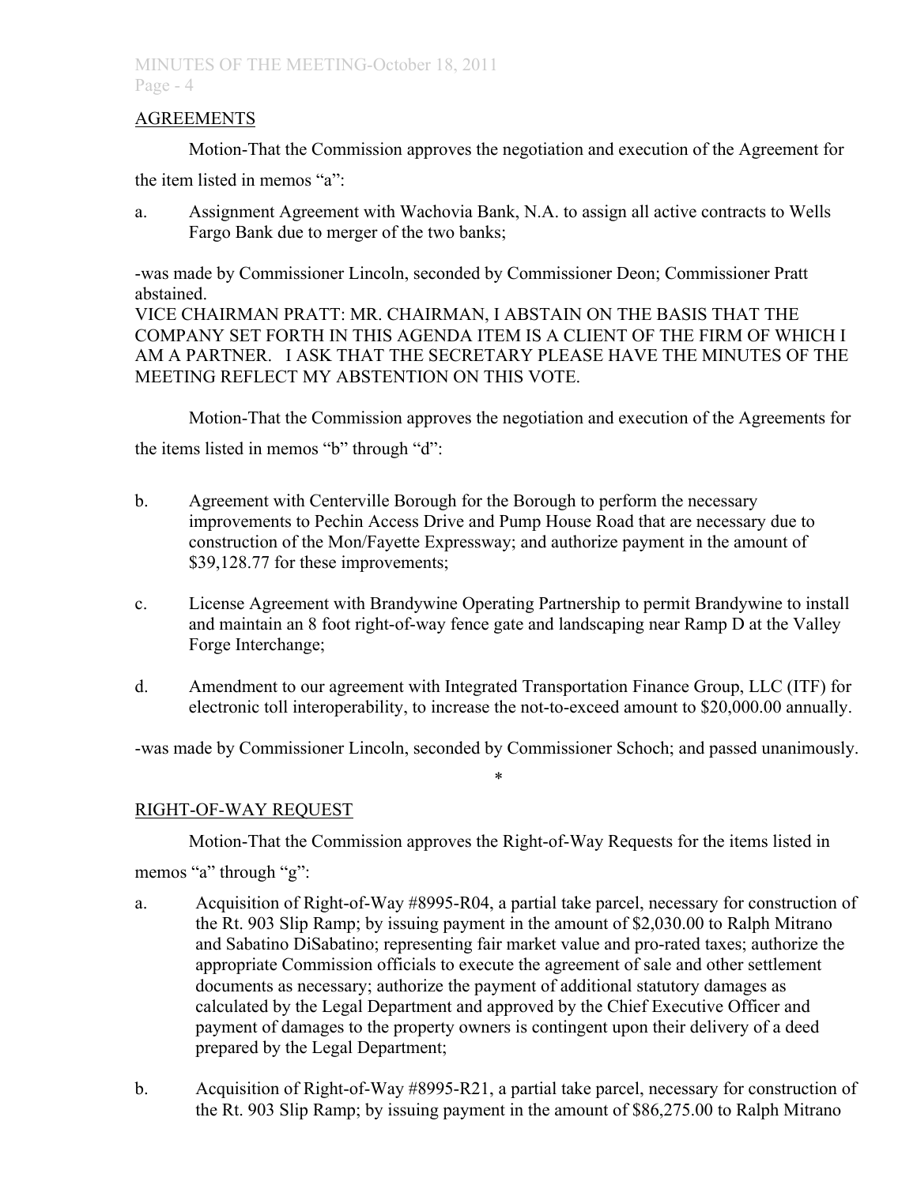## AGREEMENTS

Motion-That the Commission approves the negotiation and execution of the Agreement for the item listed in memos "a":

a. Assignment Agreement with Wachovia Bank, N.A. to assign all active contracts to Wells Fargo Bank due to merger of the two banks;

-was made by Commissioner Lincoln, seconded by Commissioner Deon; Commissioner Pratt abstained.

VICE CHAIRMAN PRATT: MR. CHAIRMAN, I ABSTAIN ON THE BASIS THAT THE COMPANY SET FORTH IN THIS AGENDA ITEM IS A CLIENT OF THE FIRM OF WHICH I AM A PARTNER. I ASK THAT THE SECRETARY PLEASE HAVE THE MINUTES OF THE MEETING REFLECT MY ABSTENTION ON THIS VOTE.

Motion-That the Commission approves the negotiation and execution of the Agreements for the items listed in memos "b" through "d":

b. Agreement with Centerville Borough for the Borough to perform the necessary improvements to Pechin Access Drive and Pump House Road that are necessary due to construction of the Mon/Fayette Expressway; and authorize payment in the amount of $39,128.77 for these improvements;

c. License Agreement with Brandywine Operating Partnership to permit Brandywine to install and maintain an 8 foot right-of-way fence gate and landscaping near Ramp D at the Valley Forge Interchange;

d. Amendment to our agreement with Integrated Transportation Finance Group, LLC (ITF) for electronic toll interoperability, to increase the not-to-exceed amount to $20,000.00 annually.

-was made by Commissioner Lincoln, seconded by Commissioner Schoch; and passed unanimously.

*

## RIGHT-OF-WAY REQUEST

Motion-That the Commission approves the Right-of-Way Requests for the items listed in memos "a" through "g":

a. Acquisition of Right-of-Way #8995-R04, a partial take parcel, necessary for construction of the Rt. 903 Slip Ramp; by issuing payment in the amount of $2,030.00 to Ralph Mitrano and Sabatino DiSabatino; representing fair market value and pro-rated taxes; authorize the appropriate Commission officials to execute the agreement of sale and other settlement documents as necessary; authorize the payment of additional statutory damages as calculated by the Legal Department and approved by the Chief Executive Officer and payment of damages to the property owners is contingent upon their delivery of a deed prepared by the Legal Department;

b. Acquisition of Right-of-Way #8995-R21, a partial take parcel, necessary for construction of the Rt. 903 Slip Ramp; by issuing payment in the amount of $86,275.00 to Ralph Mitrano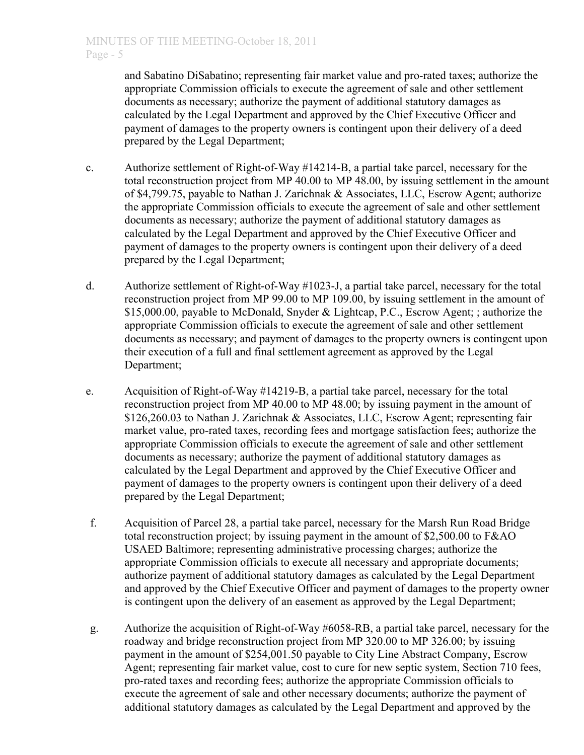and Sabatino DiSabatino; representing fair market value and pro-rated taxes; authorize the appropriate Commission officials to execute the agreement of sale and other settlement documents as necessary; authorize the payment of additional statutory damages as calculated by the Legal Department and approved by the Chief Executive Officer and payment of damages to the property owners is contingent upon their delivery of a deed prepared by the Legal Department;

c. Authorize settlement of Right-of-Way #14214-B, a partial take parcel, necessary for the total reconstruction project from MP 40.00 to MP 48.00, by issuing settlement in the amount of $4,799.75, payable to Nathan J. Zarichnak & Associates, LLC, Escrow Agent; authorize the appropriate Commission officials to execute the agreement of sale and other settlement documents as necessary; authorize the payment of additional statutory damages as calculated by the Legal Department and approved by the Chief Executive Officer and payment of damages to the property owners is contingent upon their delivery of a deed prepared by the Legal Department;

d. Authorize settlement of Right-of-Way #1023-J, a partial take parcel, necessary for the total reconstruction project from MP 99.00 to MP 109.00, by issuing settlement in the amount of $15,000.00, payable to McDonald, Snyder & Lightcap, P.C., Escrow Agent; ; authorize the appropriate Commission officials to execute the agreement of sale and other settlement documents as necessary; and payment of damages to the property owners is contingent upon their execution of a full and final settlement agreement as approved by the Legal Department;

e. Acquisition of Right-of-Way #14219-B, a partial take parcel, necessary for the total reconstruction project from MP 40.00 to MP 48.00; by issuing payment in the amount of $126,260.03 to Nathan J. Zarichnak & Associates, LLC, Escrow Agent; representing fair market value, pro-rated taxes, recording fees and mortgage satisfaction fees; authorize the appropriate Commission officials to execute the agreement of sale and other settlement documents as necessary; authorize the payment of additional statutory damages as calculated by the Legal Department and approved by the Chief Executive Officer and payment of damages to the property owners is contingent upon their delivery of a deed prepared by the Legal Department;

f. Acquisition of Parcel 28, a partial take parcel, necessary for the Marsh Run Road Bridge total reconstruction project; by issuing payment in the amount of $2,500.00 to F&AO USAED Baltimore; representing administrative processing charges; authorize the appropriate Commission officials to execute all necessary and appropriate documents; authorize payment of additional statutory damages as calculated by the Legal Department and approved by the Chief Executive Officer and payment of damages to the property owner is contingent upon the delivery of an easement as approved by the Legal Department;

g. Authorize the acquisition of Right-of-Way #6058-RB, a partial take parcel, necessary for the roadway and bridge reconstruction project from MP 320.00 to MP 326.00; by issuing payment in the amount of $254,001.50 payable to City Line Abstract Company, Escrow Agent; representing fair market value, cost to cure for new septic system, Section 710 fees, pro-rated taxes and recording fees; authorize the appropriate Commission officials to execute the agreement of sale and other necessary documents; authorize the payment of additional statutory damages as calculated by the Legal Department and approved by the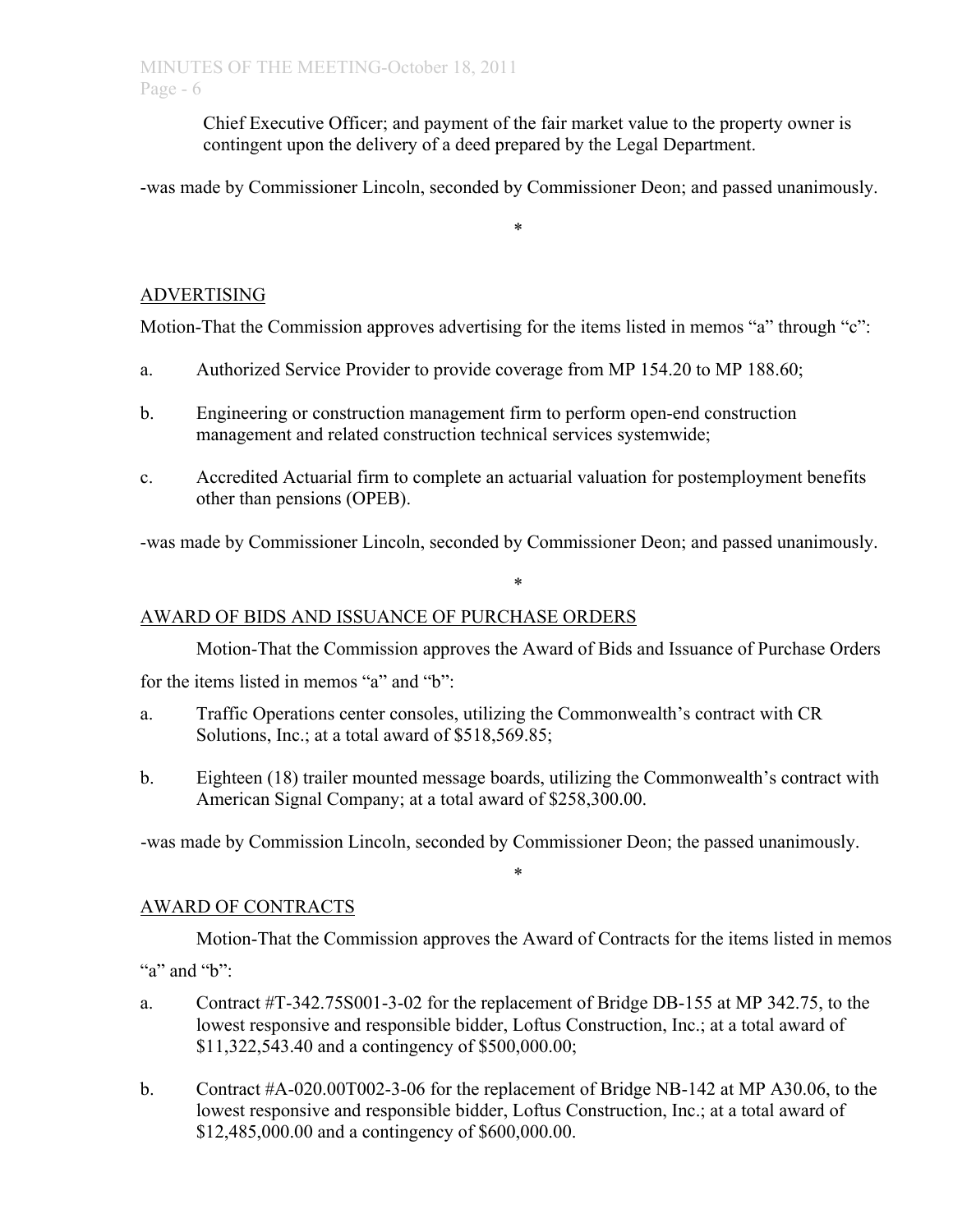Chief Executive Officer; and payment of the fair market value to the property owner is contingent upon the delivery of a deed prepared by the Legal Department.

-was made by Commissioner Lincoln, seconded by Commissioner Deon; and passed unanimously.

*

## ADVERTISING

Motion-That the Commission approves advertising for the items listed in memos "a" through "c":

a. Authorized Service Provider to provide coverage from MP 154.20 to MP 188.60;

b. Engineering or construction management firm to perform open-end construction management and related construction technical services systemwide;

c. Accredited Actuarial firm to complete an actuarial valuation for postemployment benefits other than pensions (OPEB).

-was made by Commissioner Lincoln, seconded by Commissioner Deon; and passed unanimously.

*

## AWARD OF BIDS AND ISSUANCE OF PURCHASE ORDERS

Motion-That the Commission approves the Award of Bids and Issuance of Purchase Orders for the items listed in memos "a" and "b":

a. Traffic Operations center consoles, utilizing the Commonwealth's contract with CR Solutions, Inc.; at a total award of $518,569.85;

b. Eighteen (18) trailer mounted message boards, utilizing the Commonwealth's contract with American Signal Company; at a total award of $258,300.00.

-was made by Commission Lincoln, seconded by Commissioner Deon; the passed unanimously.

*

## AWARD OF CONTRACTS

Motion-That the Commission approves the Award of Contracts for the items listed in memos "a" and "b":

a. Contract #T-342.75S001-3-02 for the replacement of Bridge DB-155 at MP 342.75, to the lowest responsive and responsible bidder, Loftus Construction, Inc.; at a total award of $11,322,543.40 and a contingency of $500,000.00;

b. Contract #A-020.00T002-3-06 for the replacement of Bridge NB-142 at MP A30.06, to the lowest responsive and responsible bidder, Loftus Construction, Inc.; at a total award of $12,485,000.00 and a contingency of $600,000.00.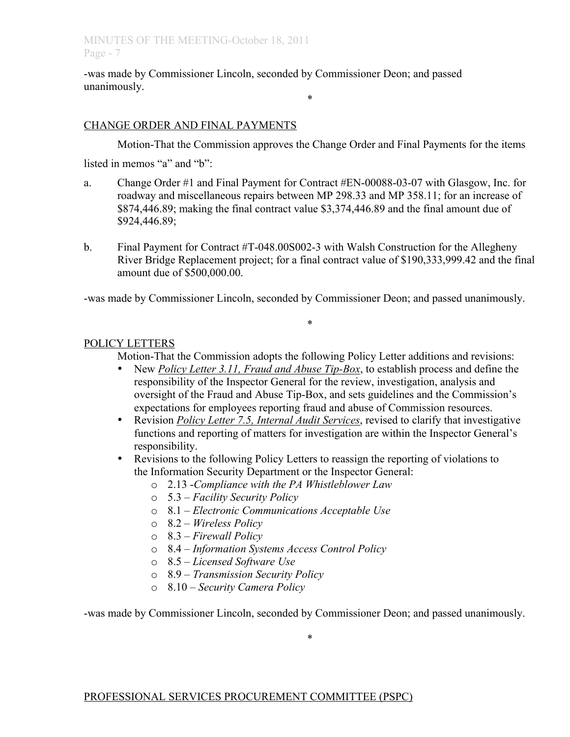-was made by Commissioner Lincoln, seconded by Commissioner Deon; and passed unanimously.

*

<u>CHANGE ORDER AND FINAL PAYMENTS</u>

Motion-That the Commission approves the Change Order and Final Payments for the items listed in memos "a" and "b":

a. Change Order #1 and Final Payment for Contract #EN-00088-03-07 with Glasgow, Inc. for roadway and miscellaneous repairs between MP 298.33 and MP 358.11; for an increase of $874,446.89; making the final contract value $3,374,446.89 and the final amount due of $924,446.89;

b. Final Payment for Contract #T-048.00S002-3 with Walsh Construction for the Allegheny River Bridge Replacement project; for a final contract value of $190,333,999.42 and the final amount due of $500,000.00.

-was made by Commissioner Lincoln, seconded by Commissioner Deon; and passed unanimously.

*

<u>POLICY LETTERS</u>

Motion-That the Commission adopts the following Policy Letter additions and revisions:

- New *<u>Policy Letter 3.11, Fraud and Abuse Tip-Box</u>*, to establish process and define the responsibility of the Inspector General for the review, investigation, analysis and oversight of the Fraud and Abuse Tip-Box, and sets guidelines and the Commission's expectations for employees reporting fraud and abuse of Commission resources.
- Revision *<u>Policy Letter 7.5, Internal Audit Services</u>*, revised to clarify that investigative functions and reporting of matters for investigation are within the Inspector General's responsibility.
- Revisions to the following Policy Letters to reassign the reporting of violations to the Information Security Department or the Inspector General:
  - 2.13 -*Compliance with the PA Whistleblower Law*
  - 5.3 – *Facility Security Policy*
  - 8.1 – *Electronic Communications Acceptable Use*
  - 8.2 – *Wireless Policy*
  - 8.3 – *Firewall Policy*
  - 8.4 – *Information Systems Access Control Policy*
  - 8.5 – *Licensed Software Use*
  - 8.9 – *Transmission Security Policy*
  - 8.10 – *Security Camera Policy*

-was made by Commissioner Lincoln, seconded by Commissioner Deon; and passed unanimously.

*

<u>PROFESSIONAL SERVICES PROCUREMENT COMMITTEE (PSPC)</u>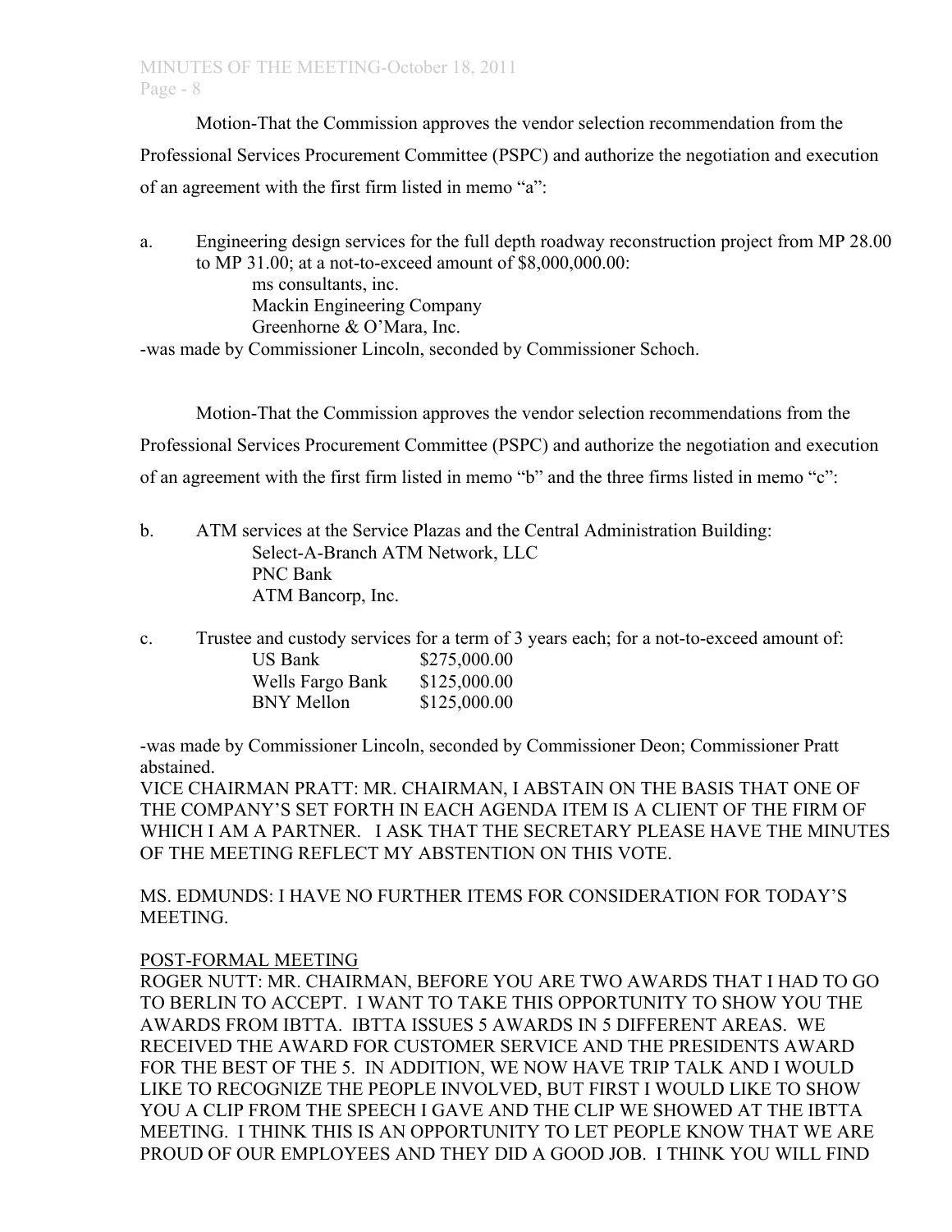Motion-That the Commission approves the vendor selection recommendation from the Professional Services Procurement Committee (PSPC) and authorize the negotiation and execution of an agreement with the first firm listed in memo "a":

a. Engineering design services for the full depth roadway reconstruction project from MP 28.00 to MP 31.00; at a not-to-exceed amount of $8,000,000.00:
   - ms consultants, inc.
   - Mackin Engineering Company
   - Greenhorne & O'Mara, Inc.

-was made by Commissioner Lincoln, seconded by Commissioner Schoch.

Motion-That the Commission approves the vendor selection recommendations from the Professional Services Procurement Committee (PSPC) and authorize the negotiation and execution of an agreement with the first firm listed in memo "b" and the three firms listed in memo "c":

b. ATM services at the Service Plazas and the Central Administration Building:
   - Select-A-Branch ATM Network, LLC
   - PNC Bank
   - ATM Bancorp, Inc.

c. Trustee and custody services for a term of 3 years each; for a not-to-exceed amount of:

| | |
|---|---|
| US Bank | $275,000.00 |
| Wells Fargo Bank | $125,000.00 |
| BNY Mellon | $125,000.00 |

-was made by Commissioner Lincoln, seconded by Commissioner Deon; Commissioner Pratt abstained.

VICE CHAIRMAN PRATT: MR. CHAIRMAN, I ABSTAIN ON THE BASIS THAT ONE OF THE COMPANY'S SET FORTH IN EACH AGENDA ITEM IS A CLIENT OF THE FIRM OF WHICH I AM A PARTNER. I ASK THAT THE SECRETARY PLEASE HAVE THE MINUTES OF THE MEETING REFLECT MY ABSTENTION ON THIS VOTE.

MS. EDMUNDS: I HAVE NO FURTHER ITEMS FOR CONSIDERATION FOR TODAY'S MEETING.

POST-FORMAL MEETING

ROGER NUTT: MR. CHAIRMAN, BEFORE YOU ARE TWO AWARDS THAT I HAD TO GO TO BERLIN TO ACCEPT. I WANT TO TAKE THIS OPPORTUNITY TO SHOW YOU THE AWARDS FROM IBTTA. IBTTA ISSUES 5 AWARDS IN 5 DIFFERENT AREAS. WE RECEIVED THE AWARD FOR CUSTOMER SERVICE AND THE PRESIDENTS AWARD FOR THE BEST OF THE 5. IN ADDITION, WE NOW HAVE TRIP TALK AND I WOULD LIKE TO RECOGNIZE THE PEOPLE INVOLVED, BUT FIRST I WOULD LIKE TO SHOW YOU A CLIP FROM THE SPEECH I GAVE AND THE CLIP WE SHOWED AT THE IBTTA MEETING. I THINK THIS IS AN OPPORTUNITY TO LET PEOPLE KNOW THAT WE ARE PROUD OF OUR EMPLOYEES AND THEY DID A GOOD JOB. I THINK YOU WILL FIND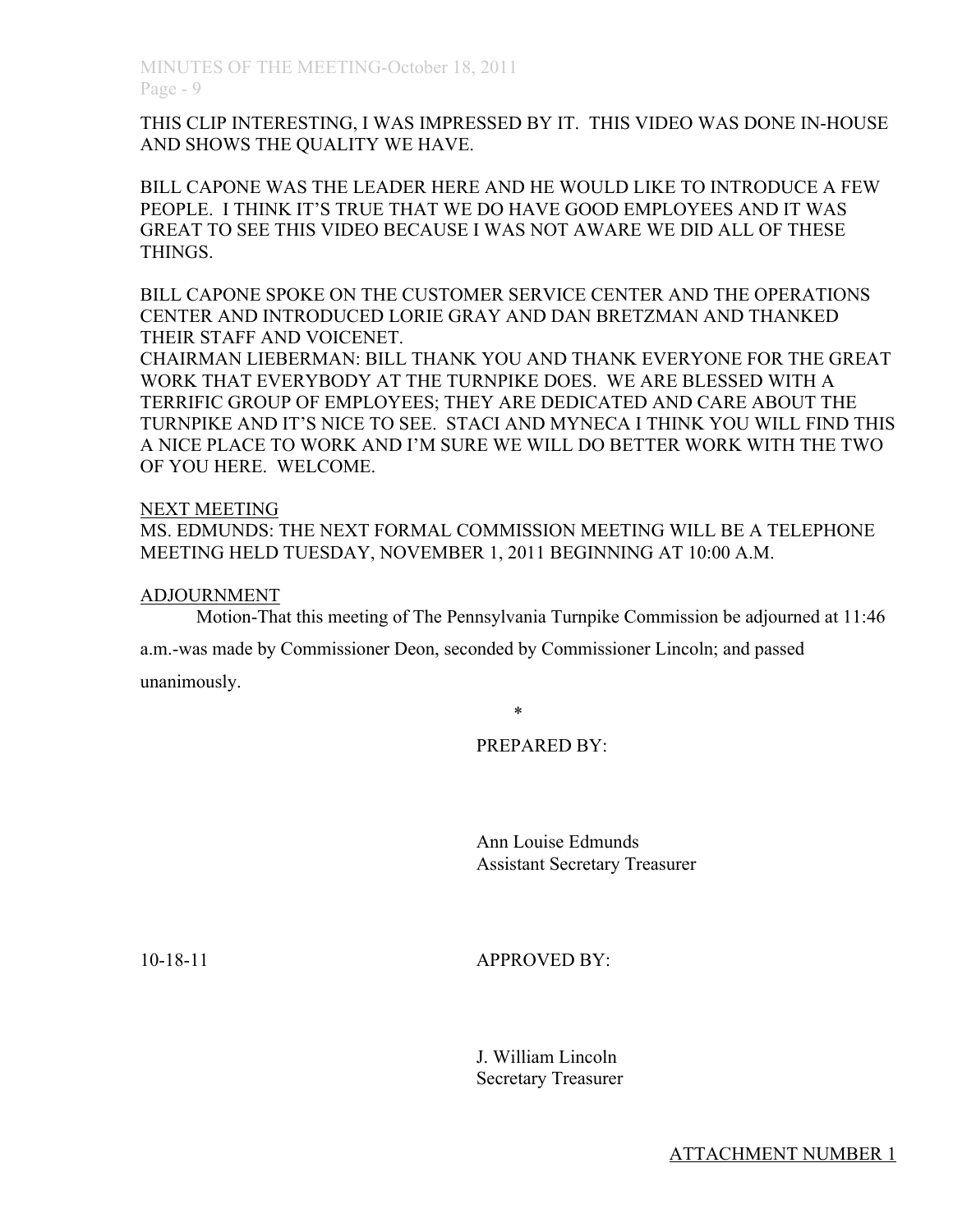THIS CLIP INTERESTING, I WAS IMPRESSED BY IT. THIS VIDEO WAS DONE IN-HOUSE AND SHOWS THE QUALITY WE HAVE.

BILL CAPONE WAS THE LEADER HERE AND HE WOULD LIKE TO INTRODUCE A FEW PEOPLE. I THINK IT'S TRUE THAT WE DO HAVE GOOD EMPLOYEES AND IT WAS GREAT TO SEE THIS VIDEO BECAUSE I WAS NOT AWARE WE DID ALL OF THESE THINGS.

BILL CAPONE SPOKE ON THE CUSTOMER SERVICE CENTER AND THE OPERATIONS CENTER AND INTRODUCED LORIE GRAY AND DAN BRETZMAN AND THANKED THEIR STAFF AND VOICENET.
CHAIRMAN LIEBERMAN: BILL THANK YOU AND THANK EVERYONE FOR THE GREAT WORK THAT EVERYBODY AT THE TURNPIKE DOES. WE ARE BLESSED WITH A TERRIFIC GROUP OF EMPLOYEES; THEY ARE DEDICATED AND CARE ABOUT THE TURNPIKE AND IT'S NICE TO SEE. STACI AND MYNECA I THINK YOU WILL FIND THIS A NICE PLACE TO WORK AND I'M SURE WE WILL DO BETTER WORK WITH THE TWO OF YOU HERE. WELCOME.

<u>NEXT MEETING</u>
MS. EDMUNDS: THE NEXT FORMAL COMMISSION MEETING WILL BE A TELEPHONE MEETING HELD TUESDAY, NOVEMBER 1, 2011 BEGINNING AT 10:00 A.M.

<u>ADJOURNMENT</u>
Motion-That this meeting of The Pennsylvania Turnpike Commission be adjourned at 11:46 a.m.-was made by Commissioner Deon, seconded by Commissioner Lincoln; and passed unanimously.

*

PREPARED BY:

Ann Louise Edmunds
Assistant Secretary Treasurer

10-18-11

APPROVED BY:

J. William Lincoln
Secretary Treasurer

<u>ATTACHMENT NUMBER 1</u>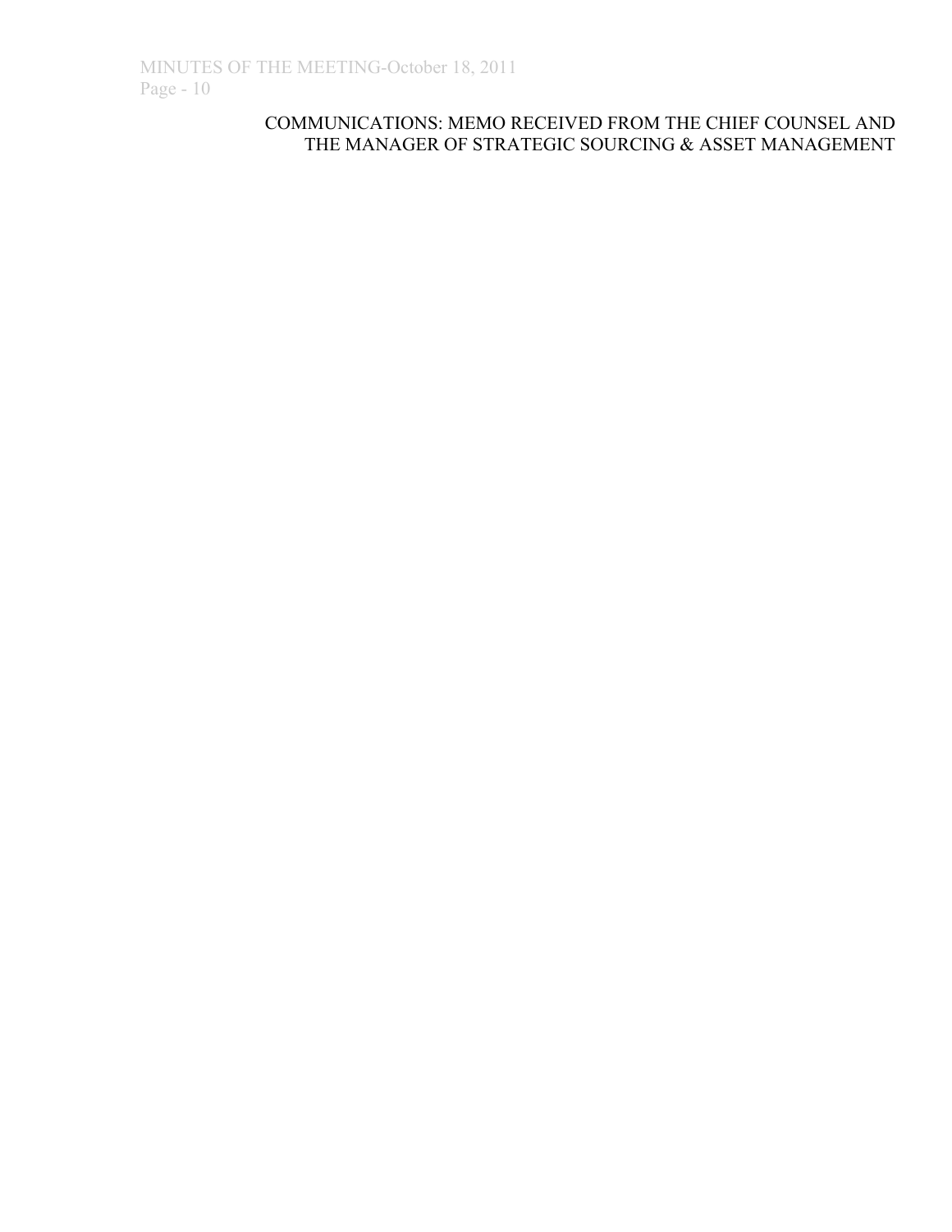COMMUNICATIONS: MEMO RECEIVED FROM THE CHIEF COUNSEL AND THE MANAGER OF STRATEGIC SOURCING & ASSET MANAGEMENT